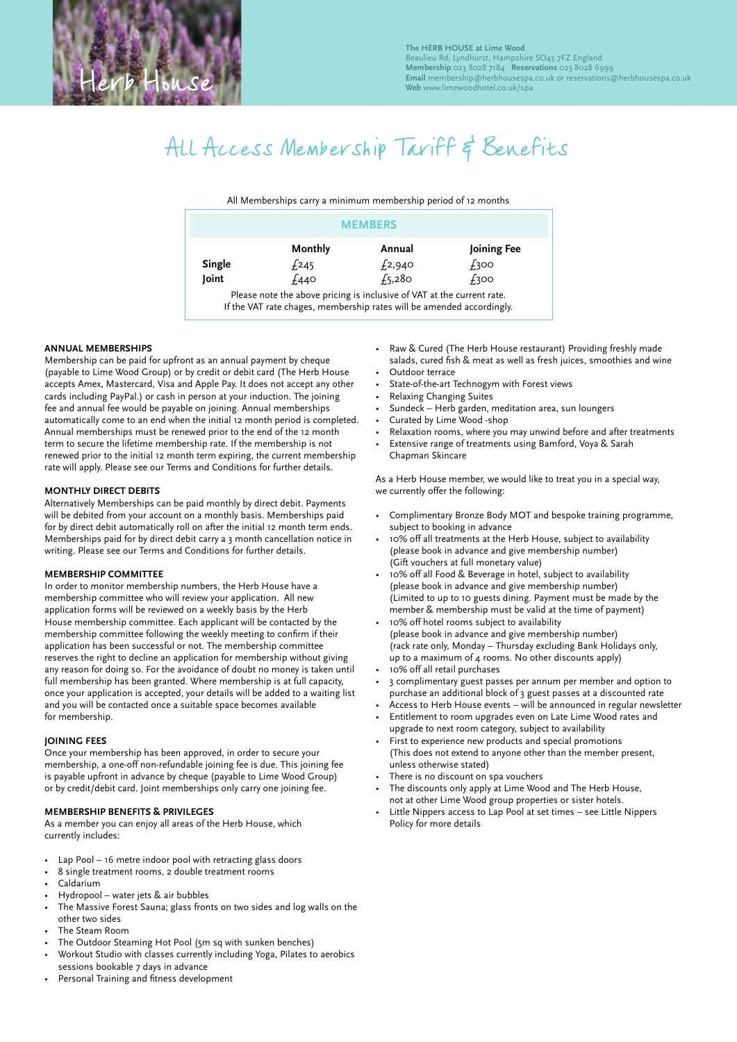Herb House

**The HERB HOUSE at Lime Wood**
Beaulieu Rd, Lyndhurst, Hampshire SO43 7FZ England
**Membership** 023 8028 7184 **Reservations** 023 8028 6999
**Email** membership@herbhousespa.co.uk or reservations@herbhousespa.co.uk
**Web** www.limewoodhotel.co.uk/spa

# All Access Membership Tariff & Benefits

All Memberships carry a minimum membership period of 12 months

| MEMBERS | | | |
|---|---|---|---|
| | **Monthly** | **Annual** | **Joining Fee** |
| **Single** | £245 | £2,940 | £300 |
| **Joint** | £440 | £5,280 | £300 |

Please note the above pricing is inclusive of VAT at the current rate.
If the VAT rate chages, membership rates will be amended accordingly.

### ANNUAL MEMBERSHIPS

Membership can be paid for upfront as an annual payment by cheque (payable to Lime Wood Group) or by credit or debit card (The Herb House accepts Amex, Mastercard, Visa and Apple Pay. It does not accept any other cards including PayPal.) or cash in person at your induction. The joining fee and annual fee would be payable on joining. Annual memberships automatically come to an end when the initial 12 month period is completed. Annual memberships must be renewed prior to the end of the 12 month term to secure the lifetime membership rate. If the membership is not renewed prior to the initial 12 month term expiring, the current membership rate will apply. Please see our Terms and Conditions for further details.

### MONTHLY DIRECT DEBITS

Alternatively Memberships can be paid monthly by direct debit. Payments will be debited from your account on a monthly basis. Memberships paid for by direct debit automatically roll on after the initial 12 month term ends. Memberships paid for by direct debit carry a 3 month cancellation notice in writing. Please see our Terms and Conditions for further details.

### MEMBERSHIP COMMITTEE

In order to monitor membership numbers, the Herb House have a membership committee who will review your application. All new application forms will be reviewed on a weekly basis by the Herb House membership committee. Each applicant will be contacted by the membership committee following the weekly meeting to confirm if their application has been successful or not. The membership committee reserves the right to decline an application for membership without giving any reason for doing so. For the avoidance of doubt no money is taken until full membership has been granted. Where membership is at full capacity, once your application is accepted, your details will be added to a waiting list and you will be contacted once a suitable space becomes available for membership.

### JOINING FEES

Once your membership has been approved, in order to secure your membership, a one-off non-refundable joining fee is due. This joining fee is payable upfront in advance by cheque (payable to Lime Wood Group) or by credit/debit card. Joint memberships only carry one joining fee.

### MEMBERSHIP BENEFITS & PRIVILEGES

As a member you can enjoy all areas of the Herb House, which currently includes:

- Lap Pool – 16 metre indoor pool with retracting glass doors
- 8 single treatment rooms, 2 double treatment rooms
- Caldarium
- Hydropool – water jets & air bubbles
- The Massive Forest Sauna; glass fronts on two sides and log walls on the other two sides
- The Steam Room
- The Outdoor Steaming Hot Pool (5m sq with sunken benches)
- Workout Studio with classes currently including Yoga, Pilates to aerobics sessions bookable 7 days in advance
- Personal Training and fitness development
- Raw & Cured (The Herb House restaurant) Providing freshly made salads, cured fish & meat as well as fresh juices, smoothies and wine
- Outdoor terrace
- State-of-the-art Technogym with Forest views
- Relaxing Changing Suites
- Sundeck – Herb garden, meditation area, sun loungers
- Curated by Lime Wood -shop
- Relaxation rooms, where you may unwind before and after treatments
- Extensive range of treatments using Bamford, Voya & Sarah Chapman Skincare

As a Herb House member, we would like to treat you in a special way, we currently offer the following:

- Complimentary Bronze Body MOT and bespoke training programme, subject to booking in advance
- 10% off all treatments at the Herb House, subject to availability (please book in advance and give membership number) (Gift vouchers at full monetary value)
- 10% off all Food & Beverage in hotel, subject to availability (please book in advance and give membership number) (Limited to up to 10 guests dining. Payment must be made by the member & membership must be valid at the time of payment)
- 10% off hotel rooms subject to availability (please book in advance and give membership number) (rack rate only, Monday – Thursday excluding Bank Holidays only, up to a maximum of 4 rooms. No other discounts apply)
- 10% off all retail purchases
- 3 complimentary guest passes per annum per member and option to purchase an additional block of 3 guest passes at a discounted rate
- Access to Herb House events – will be announced in regular newsletter
- Entitlement to room upgrades even on Late Lime Wood rates and upgrade to next room category, subject to availability
- First to experience new products and special promotions (This does not extend to anyone other than the member present, unless otherwise stated)
- There is no discount on spa vouchers
- The discounts only apply at Lime Wood and The Herb House, not at other Lime Wood group properties or sister hotels.
- Little Nippers access to Lap Pool at set times – see Little Nippers Policy for more details